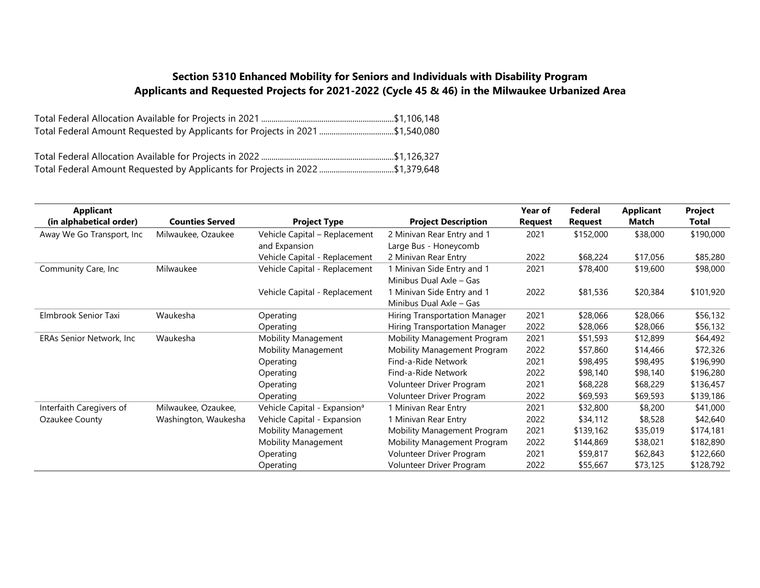## Section 5310 Enhanced Mobility for Seniors and Individuals with Disability Program
## Applicants and Requested Projects for 2021-2022 (Cycle 45 & 46) in the Milwaukee Urbanized Area

Total Federal Allocation Available for Projects in 2021 ................................................................$1,106,148
Total Federal Amount Requested by Applicants for Projects in 2021 ....................................$1,540,080

Total Federal Allocation Available for Projects in 2022 ................................................................$1,126,327
Total Federal Amount Requested by Applicants for Projects in 2022 ....................................$1,379,648

| Applicant (in alphabetical order) | Counties Served | Project Type | Project Description | Year of Request | Federal Request | Applicant Match | Project Total |
|---|---|---|---|---|---|---|---|
| Away We Go Transport, Inc | Milwaukee, Ozaukee | Vehicle Capital – Replacement and Expansion | 2 Minivan Rear Entry and 1 Large Bus - Honeycomb | 2021 | $152,000 | $38,000 | $190,000 |
| | | Vehicle Capital - Replacement | 2 Minivan Rear Entry | 2022 | $68,224 | $17,056 | $85,280 |
| Community Care, Inc | Milwaukee | Vehicle Capital - Replacement | 1 Minivan Side Entry and 1 Minibus Dual Axle – Gas | 2021 | $78,400 | $19,600 | $98,000 |
| | | Vehicle Capital - Replacement | 1 Minivan Side Entry and 1 Minibus Dual Axle – Gas | 2022 | $81,536 | $20,384 | $101,920 |
| Elmbrook Senior Taxi | Waukesha | Operating | Hiring Transportation Manager | 2021 | $28,066 | $28,066 | $56,132 |
| | | Operating | Hiring Transportation Manager | 2022 | $28,066 | $28,066 | $56,132 |
| ERAs Senior Network, Inc | Waukesha | Mobility Management | Mobility Management Program | 2021 | $51,593 | $12,899 | $64,492 |
| | | Mobility Management | Mobility Management Program | 2022 | $57,860 | $14,466 | $72,326 |
| | | Operating | Find-a-Ride Network | 2021 | $98,495 | $98,495 | $196,990 |
| | | Operating | Find-a-Ride Network | 2022 | $98,140 | $98,140 | $196,280 |
| | | Operating | Volunteer Driver Program | 2021 | $68,228 | $68,229 | $136,457 |
| | | Operating | Volunteer Driver Program | 2022 | $69,593 | $69,593 | $139,186 |
| Interfaith Caregivers of Ozaukee County | Milwaukee, Ozaukee, Washington, Waukesha | Vehicle Capital - Expansion[a] | 1 Minivan Rear Entry | 2021 | $32,800 | $8,200 | $41,000 |
| | | Vehicle Capital - Expansion | 1 Minivan Rear Entry | 2022 | $34,112 | $8,528 | $42,640 |
| | | Mobility Management | Mobility Management Program | 2021 | $139,162 | $35,019 | $174,181 |
| | | Mobility Management | Mobility Management Program | 2022 | $144,869 | $38,021 | $182,890 |
| | | Operating | Volunteer Driver Program | 2021 | $59,817 | $62,843 | $122,660 |
| | | Operating | Volunteer Driver Program | 2022 | $55,667 | $73,125 | $128,792 |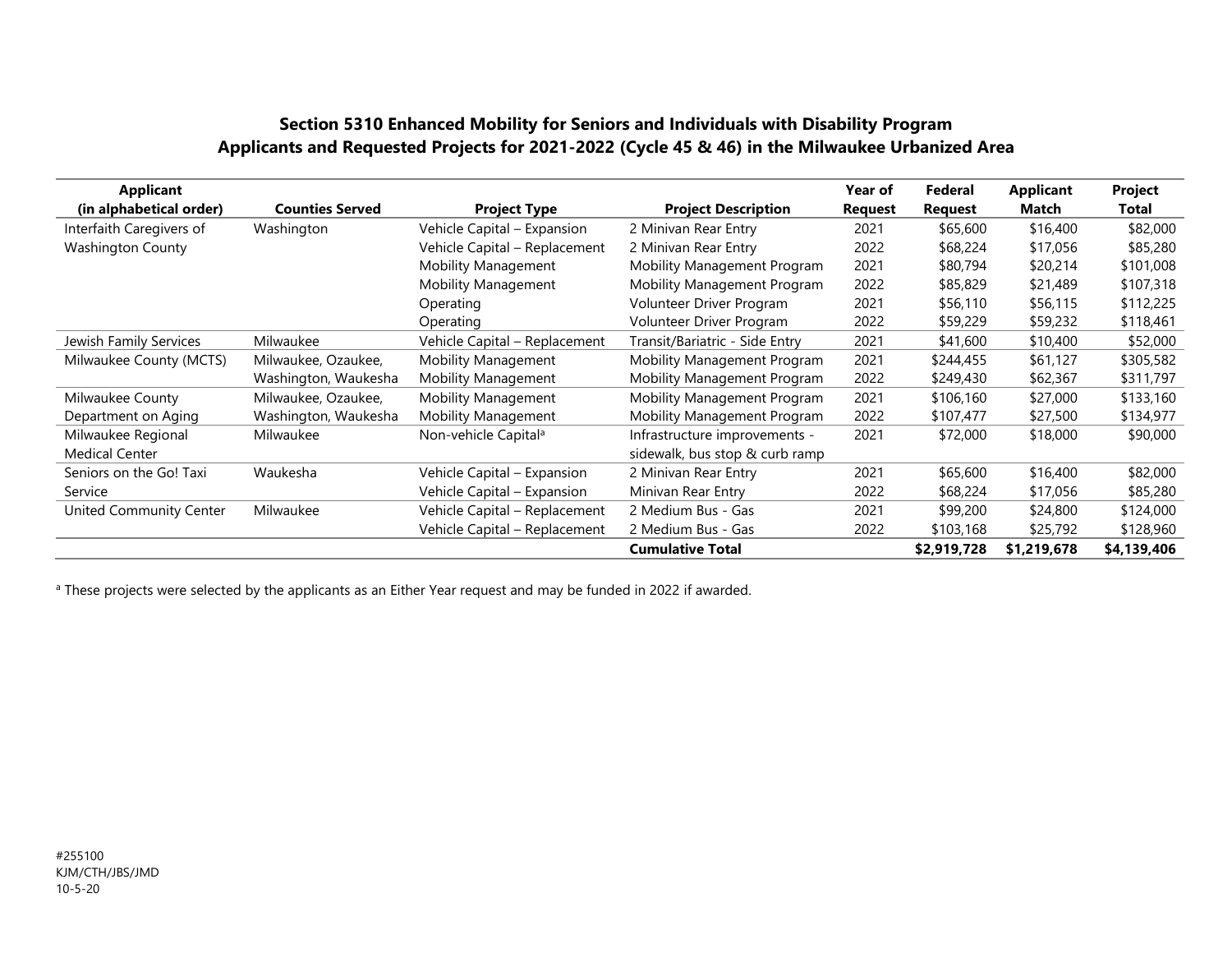**Section 5310 Enhanced Mobility for Seniors and Individuals with Disability Program**
**Applicants and Requested Projects for 2021-2022 (Cycle 45 & 46) in the Milwaukee Urbanized Area**

| Applicant (in alphabetical order) | Counties Served | Project Type | Project Description | Year of Request | Federal Request | Applicant Match | Project Total |
|---|---|---|---|---|---|---|---|
| Interfaith Caregivers of Washington County | Washington | Vehicle Capital – Expansion | 2 Minivan Rear Entry | 2021 | $65,600 | $16,400 | $82,000 |
| | | Vehicle Capital – Replacement | 2 Minivan Rear Entry | 2022 | $68,224 | $17,056 | $85,280 |
| | | Mobility Management | Mobility Management Program | 2021 | $80,794 | $20,214 | $101,008 |
| | | Mobility Management | Mobility Management Program | 2022 | $85,829 | $21,489 | $107,318 |
| | | Operating | Volunteer Driver Program | 2021 | $56,110 | $56,115 | $112,225 |
| | | Operating | Volunteer Driver Program | 2022 | $59,229 | $59,232 | $118,461 |
| Jewish Family Services | Milwaukee | Vehicle Capital – Replacement | Transit/Bariatric - Side Entry | 2021 | $41,600 | $10,400 | $52,000 |
| Milwaukee County (MCTS) | Milwaukee, Ozaukee, Washington, Waukesha | Mobility Management | Mobility Management Program | 2021 | $244,455 | $61,127 | $305,582 |
| | | Mobility Management | Mobility Management Program | 2022 | $249,430 | $62,367 | $311,797 |
| Milwaukee County Department on Aging | Milwaukee, Ozaukee, Washington, Waukesha | Mobility Management | Mobility Management Program | 2021 | $106,160 | $27,000 | $133,160 |
| | | Mobility Management | Mobility Management Program | 2022 | $107,477 | $27,500 | $134,977 |
| Milwaukee Regional Medical Center | Milwaukee | Non-vehicle Capital[a] | Infrastructure improvements - sidewalk, bus stop & curb ramp | 2021 | $72,000 | $18,000 | $90,000 |
| Seniors on the Go! Taxi Service | Waukesha | Vehicle Capital – Expansion | 2 Minivan Rear Entry | 2021 | $65,600 | $16,400 | $82,000 |
| | | Vehicle Capital – Expansion | Minivan Rear Entry | 2022 | $68,224 | $17,056 | $85,280 |
| United Community Center | Milwaukee | Vehicle Capital – Replacement | 2 Medium Bus - Gas | 2021 | $99,200 | $24,800 | $124,000 |
| | | Vehicle Capital – Replacement | 2 Medium Bus - Gas | 2022 | $103,168 | $25,792 | $128,960 |
| | | | **Cumulative Total** | | **$2,919,728** | **$1,219,678** | **$4,139,406** |

[a] These projects were selected by the applicants as an Either Year request and may be funded in 2022 if awarded.

#255100
KJM/CTH/JBS/JMD
10-5-20